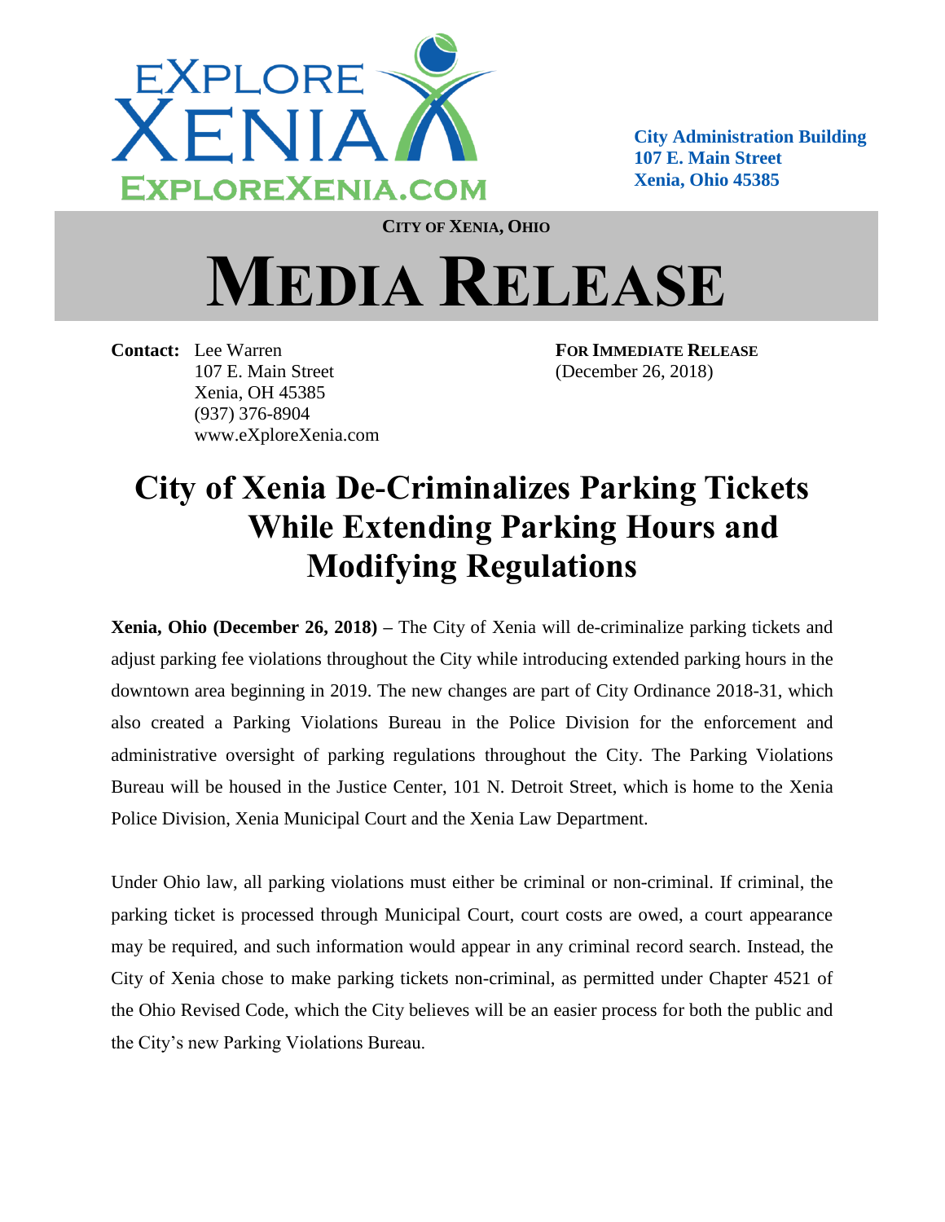eXPLORE XENIA
EXPLOREXENIA.COM

**City Administration Building**
**107 E. Main Street**
**Xenia, Ohio 45385**

**CITY OF XENIA, OHIO**

# MEDIA RELEASE

**Contact:** Lee Warren
107 E. Main Street
Xenia, OH 45385
(937) 376-8904
www.eXploreXenia.com

**FOR IMMEDIATE RELEASE**
(December 26, 2018)

## City of Xenia De-Criminalizes Parking Tickets While Extending Parking Hours and Modifying Regulations

**Xenia, Ohio (December 26, 2018) –** The City of Xenia will de-criminalize parking tickets and adjust parking fee violations throughout the City while introducing extended parking hours in the downtown area beginning in 2019. The new changes are part of City Ordinance 2018-31, which also created a Parking Violations Bureau in the Police Division for the enforcement and administrative oversight of parking regulations throughout the City. The Parking Violations Bureau will be housed in the Justice Center, 101 N. Detroit Street, which is home to the Xenia Police Division, Xenia Municipal Court and the Xenia Law Department.

Under Ohio law, all parking violations must either be criminal or non-criminal. If criminal, the parking ticket is processed through Municipal Court, court costs are owed, a court appearance may be required, and such information would appear in any criminal record search. Instead, the City of Xenia chose to make parking tickets non-criminal, as permitted under Chapter 4521 of the Ohio Revised Code, which the City believes will be an easier process for both the public and the City's new Parking Violations Bureau.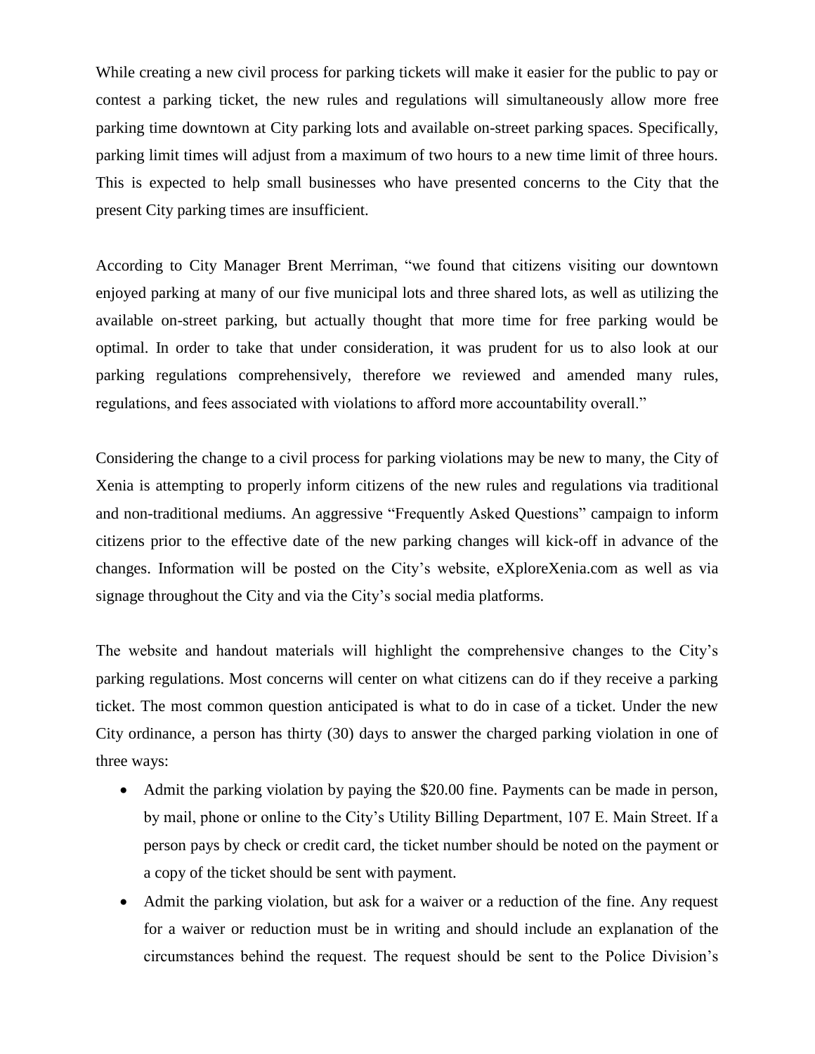While creating a new civil process for parking tickets will make it easier for the public to pay or contest a parking ticket, the new rules and regulations will simultaneously allow more free parking time downtown at City parking lots and available on-street parking spaces. Specifically, parking limit times will adjust from a maximum of two hours to a new time limit of three hours. This is expected to help small businesses who have presented concerns to the City that the present City parking times are insufficient.

According to City Manager Brent Merriman, "we found that citizens visiting our downtown enjoyed parking at many of our five municipal lots and three shared lots, as well as utilizing the available on-street parking, but actually thought that more time for free parking would be optimal. In order to take that under consideration, it was prudent for us to also look at our parking regulations comprehensively, therefore we reviewed and amended many rules, regulations, and fees associated with violations to afford more accountability overall."

Considering the change to a civil process for parking violations may be new to many, the City of Xenia is attempting to properly inform citizens of the new rules and regulations via traditional and non-traditional mediums. An aggressive "Frequently Asked Questions" campaign to inform citizens prior to the effective date of the new parking changes will kick-off in advance of the changes. Information will be posted on the City's website, eXploreXenia.com as well as via signage throughout the City and via the City's social media platforms.

The website and handout materials will highlight the comprehensive changes to the City's parking regulations. Most concerns will center on what citizens can do if they receive a parking ticket. The most common question anticipated is what to do in case of a ticket. Under the new City ordinance, a person has thirty (30) days to answer the charged parking violation in one of three ways:

- Admit the parking violation by paying the $20.00 fine. Payments can be made in person, by mail, phone or online to the City's Utility Billing Department, 107 E. Main Street. If a person pays by check or credit card, the ticket number should be noted on the payment or a copy of the ticket should be sent with payment.
- Admit the parking violation, but ask for a waiver or a reduction of the fine. Any request for a waiver or reduction must be in writing and should include an explanation of the circumstances behind the request. The request should be sent to the Police Division's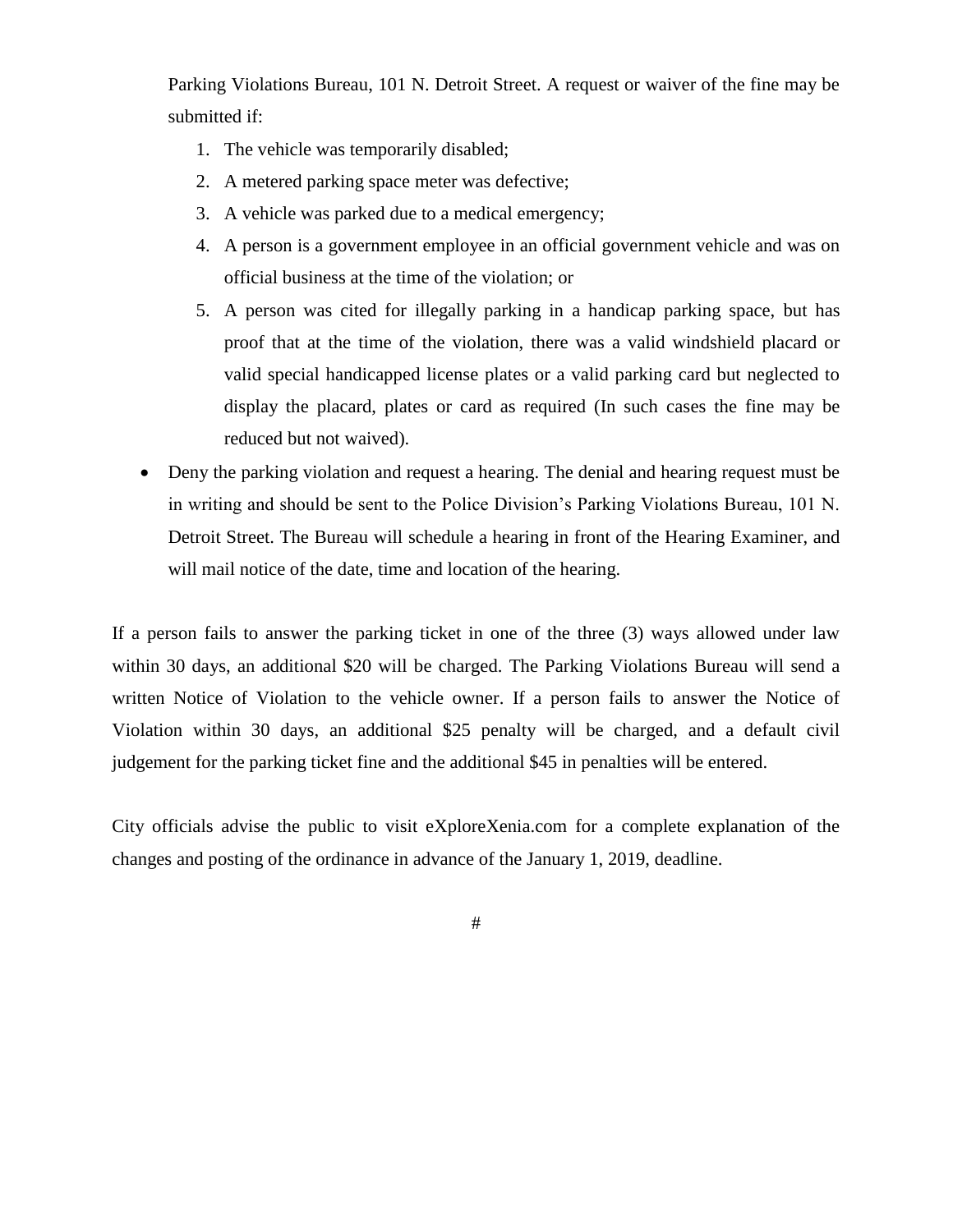Parking Violations Bureau, 101 N. Detroit Street. A request or waiver of the fine may be submitted if:

1. The vehicle was temporarily disabled;
2. A metered parking space meter was defective;
3. A vehicle was parked due to a medical emergency;
4. A person is a government employee in an official government vehicle and was on official business at the time of the violation; or
5. A person was cited for illegally parking in a handicap parking space, but has proof that at the time of the violation, there was a valid windshield placard or valid special handicapped license plates or a valid parking card but neglected to display the placard, plates or card as required (In such cases the fine may be reduced but not waived).

- Deny the parking violation and request a hearing. The denial and hearing request must be in writing and should be sent to the Police Division's Parking Violations Bureau, 101 N. Detroit Street. The Bureau will schedule a hearing in front of the Hearing Examiner, and will mail notice of the date, time and location of the hearing.

If a person fails to answer the parking ticket in one of the three (3) ways allowed under law within 30 days, an additional $20 will be charged. The Parking Violations Bureau will send a written Notice of Violation to the vehicle owner. If a person fails to answer the Notice of Violation within 30 days, an additional $25 penalty will be charged, and a default civil judgement for the parking ticket fine and the additional $45 in penalties will be entered.

City officials advise the public to visit eXploreXenia.com for a complete explanation of the changes and posting of the ordinance in advance of the January 1, 2019, deadline.

#